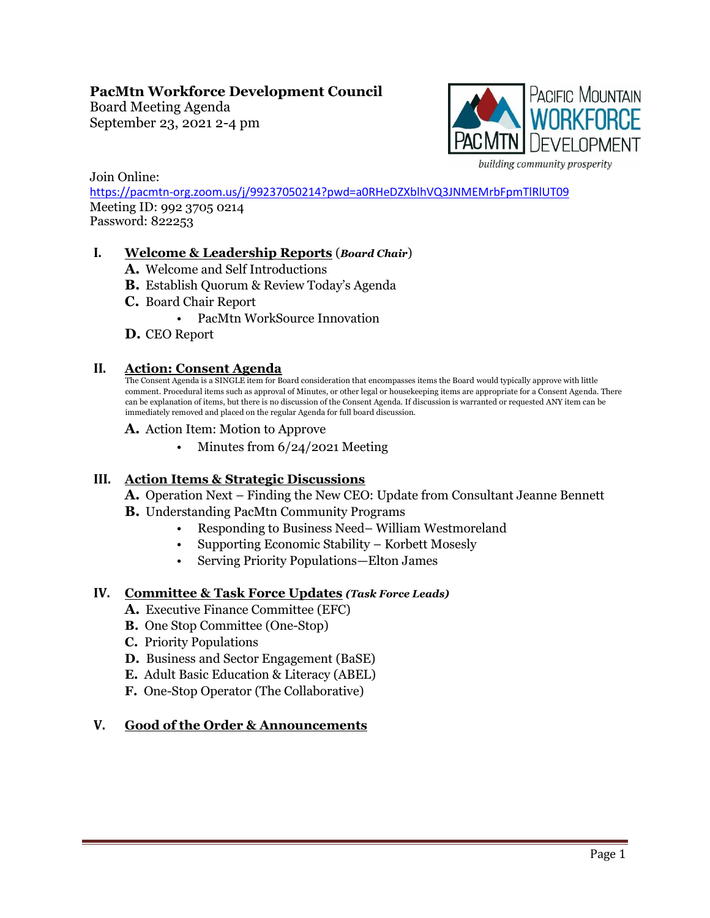**PacMtn Workforce Development Council**
Board Meeting Agenda
September 23, 2021 2-4 pm

Join Online:
https://pacmtn-org.zoom.us/j/99237050214?pwd=a0RHeDZXblhVQ3JNMEMrbFpmTlRlUT09
Meeting ID: 992 3705 0214
Password: 822253

## I. Welcome & Leadership Reports (*Board Chair*)

**A.** Welcome and Self Introductions
**B.** Establish Quorum & Review Today's Agenda
**C.** Board Chair Report
- PacMtn WorkSource Innovation

**D.** CEO Report

## II. Action: Consent Agenda

The Consent Agenda is a SINGLE item for Board consideration that encompasses items the Board would typically approve with little comment. Procedural items such as approval of Minutes, or other legal or housekeeping items are appropriate for a Consent Agenda. There can be explanation of items, but there is no discussion of the Consent Agenda. If discussion is warranted or requested ANY item can be immediately removed and placed on the regular Agenda for full board discussion.

**A.** Action Item: Motion to Approve
- Minutes from 6/24/2021 Meeting

## III. Action Items & Strategic Discussions

**A.** Operation Next – Finding the New CEO: Update from Consultant Jeanne Bennett
**B.** Understanding PacMtn Community Programs
- Responding to Business Need– William Westmoreland
- Supporting Economic Stability – Korbett Mosesly
- Serving Priority Populations—Elton James

## IV. Committee & Task Force Updates (*Task Force Leads*)

**A.** Executive Finance Committee (EFC)
**B.** One Stop Committee (One-Stop)
**C.** Priority Populations
**D.** Business and Sector Engagement (BaSE)
**E.** Adult Basic Education & Literacy (ABEL)
**F.** One-Stop Operator (The Collaborative)

## V. Good of the Order & Announcements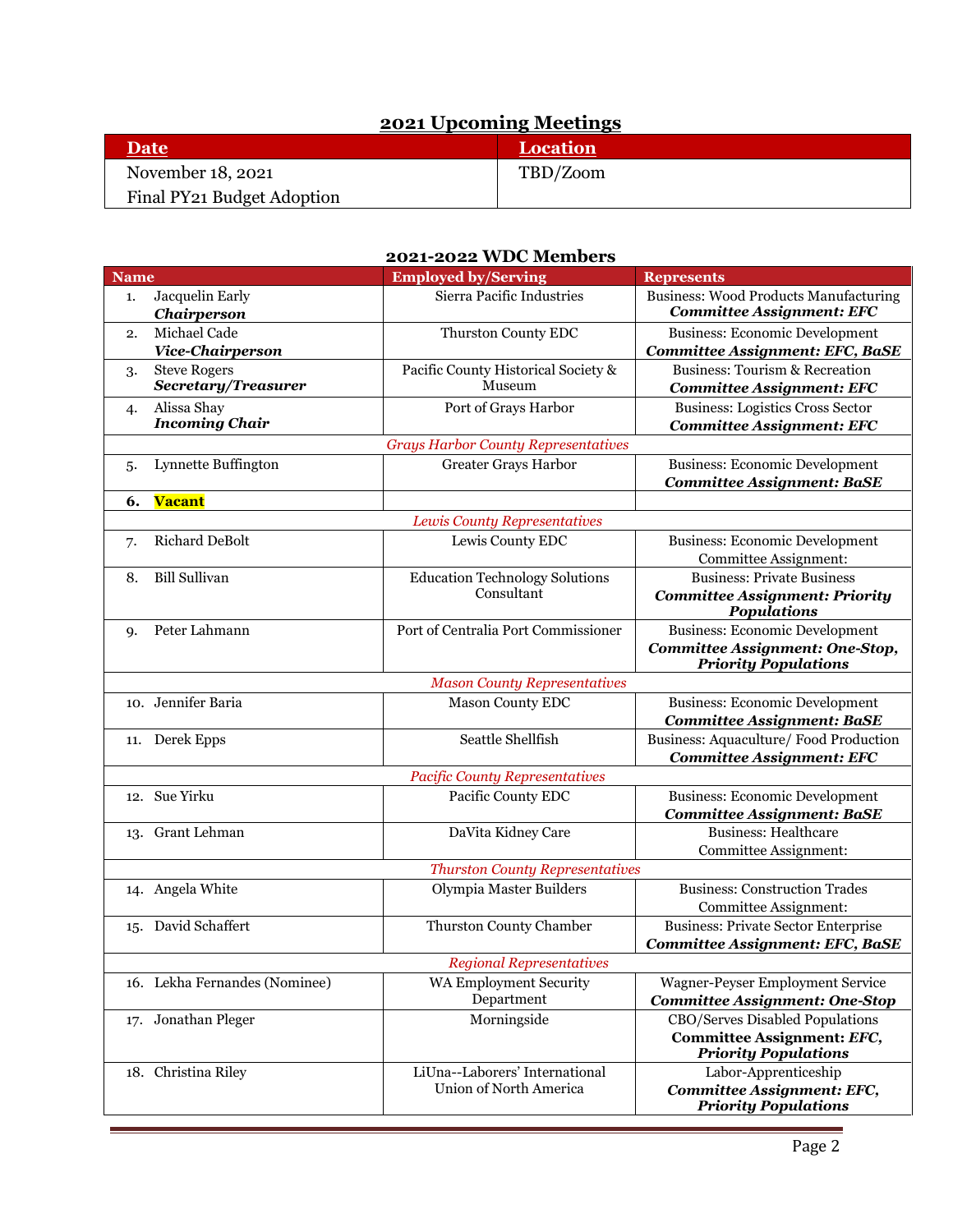## 2021 Upcoming Meetings

| Date | Location |
| --- | --- |
| November 18, 2021<br>Final PY21 Budget Adoption | TBD/Zoom |

## 2021-2022 WDC Members

| Name | Employed by/Serving | Represents |
| --- | --- | --- |
| 1. Jacquelin Early<br>***Chairperson*** | Sierra Pacific Industries | Business: Wood Products Manufacturing<br>***Committee Assignment: EFC*** |
| 2. Michael Cade<br>***Vice-Chairperson*** | Thurston County EDC | Business: Economic Development<br>***Committee Assignment: EFC, BaSE*** |
| 3. Steve Rogers<br>***Secretary/Treasurer*** | Pacific County Historical Society & Museum | Business: Tourism & Recreation<br>***Committee Assignment: EFC*** |
| 4. Alissa Shay<br>***Incoming Chair*** | Port of Grays Harbor | Business: Logistics Cross Sector<br>***Committee Assignment: EFC*** |
| *Grays Harbor County Representatives* | | |
| 5. Lynnette Buffington | Greater Grays Harbor | Business: Economic Development<br>***Committee Assignment: BaSE*** |
| **6. Vacant** | | |
| *Lewis County Representatives* | | |
| 7. Richard DeBolt | Lewis County EDC | Business: Economic Development<br>Committee Assignment: |
| 8. Bill Sullivan | Education Technology Solutions Consultant | Business: Private Business<br>***Committee Assignment: Priority Populations*** |
| 9. Peter Lahmann | Port of Centralia Port Commissioner | Business: Economic Development<br>***Committee Assignment: One-Stop, Priority Populations*** |
| *Mason County Representatives* | | |
| 10. Jennifer Baria | Mason County EDC | Business: Economic Development<br>***Committee Assignment: BaSE*** |
| 11. Derek Epps | Seattle Shellfish | Business: Aquaculture/ Food Production<br>***Committee Assignment: EFC*** |
| *Pacific County Representatives* | | |
| 12. Sue Yirku | Pacific County EDC | Business: Economic Development<br>***Committee Assignment: BaSE*** |
| 13. Grant Lehman | DaVita Kidney Care | Business: Healthcare<br>Committee Assignment: |
| *Thurston County Representatives* | | |
| 14. Angela White | Olympia Master Builders | Business: Construction Trades<br>Committee Assignment: |
| 15. David Schaffert | Thurston County Chamber | Business: Private Sector Enterprise<br>***Committee Assignment: EFC, BaSE*** |
| *Regional Representatives* | | |
| 16. Lekha Fernandes (Nominee) | WA Employment Security Department | Wagner-Peyser Employment Service<br>***Committee Assignment: One-Stop*** |
| 17. Jonathan Pleger | Morningside | CBO/Serves Disabled Populations<br>**Committee Assignment:** ***EFC, Priority Populations*** |
| 18. Christina Riley | LiUna--Laborers' International Union of North America | Labor-Apprenticeship<br>***Committee Assignment: EFC, Priority Populations*** |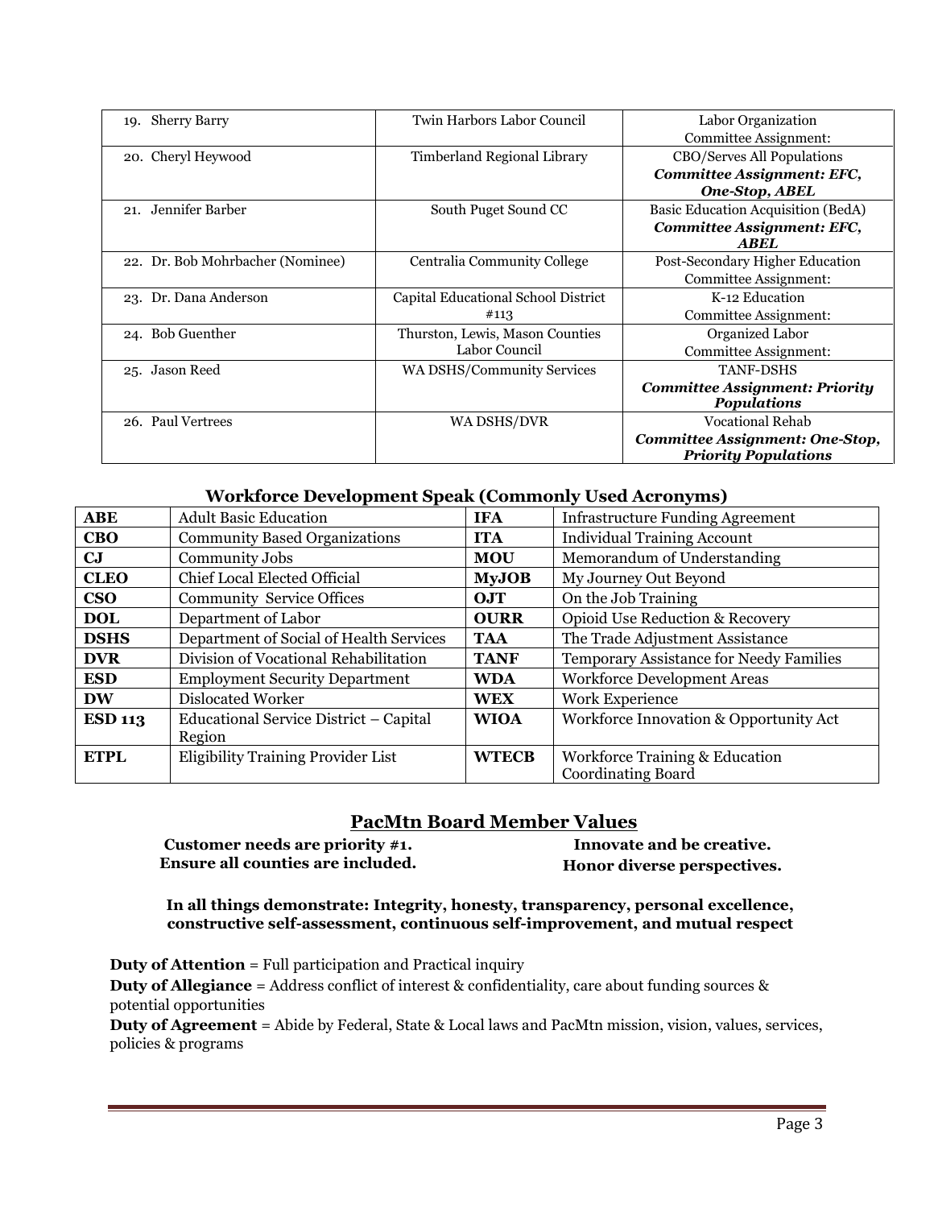| | | |
|---|---|---|
| 19. Sherry Barry | Twin Harbors Labor Council | Labor Organization<br>Committee Assignment: |
| 20. Cheryl Heywood | Timberland Regional Library | CBO/Serves All Populations<br>***Committee Assignment: EFC, One-Stop, ABEL*** |
| 21. Jennifer Barber | South Puget Sound CC | Basic Education Acquisition (BedA)<br>***Committee Assignment: EFC, ABEL*** |
| 22. Dr. Bob Mohrbacher (Nominee) | Centralia Community College | Post-Secondary Higher Education<br>Committee Assignment: |
| 23. Dr. Dana Anderson | Capital Educational School District #113 | K-12 Education<br>Committee Assignment: |
| 24. Bob Guenther | Thurston, Lewis, Mason Counties Labor Council | Organized Labor<br>Committee Assignment: |
| 25. Jason Reed | WA DSHS/Community Services | TANF-DSHS<br>***Committee Assignment: Priority Populations*** |
| 26. Paul Vertrees | WA DSHS/DVR | Vocational Rehab<br>***Committee Assignment: One-Stop, Priority Populations*** |

### Workforce Development Speak (Commonly Used Acronyms)

| | | | |
|---|---|---|---|
| **ABE** | Adult Basic Education | **IFA** | Infrastructure Funding Agreement |
| **CBO** | Community Based Organizations | **ITA** | Individual Training Account |
| **CJ** | Community Jobs | **MOU** | Memorandum of Understanding |
| **CLEO** | Chief Local Elected Official | **MyJOB** | My Journey Out Beyond |
| **CSO** | Community Service Offices | **OJT** | On the Job Training |
| **DOL** | Department of Labor | **OURR** | Opioid Use Reduction & Recovery |
| **DSHS** | Department of Social of Health Services | **TAA** | The Trade Adjustment Assistance |
| **DVR** | Division of Vocational Rehabilitation | **TANF** | Temporary Assistance for Needy Families |
| **ESD** | Employment Security Department | **WDA** | Workforce Development Areas |
| **DW** | Dislocated Worker | **WEX** | Work Experience |
| **ESD 113** | Educational Service District – Capital Region | **WIOA** | Workforce Innovation & Opportunity Act |
| **ETPL** | Eligibility Training Provider List | **WTECB** | Workforce Training & Education Coordinating Board |

## PacMtn Board Member Values

**Customer needs are priority #1.**
**Ensure all counties are included.**

**Innovate and be creative.**
**Honor diverse perspectives.**

**In all things demonstrate: Integrity, honesty, transparency, personal excellence, constructive self-assessment, continuous self-improvement, and mutual respect**

**Duty of Attention** = Full participation and Practical inquiry

**Duty of Allegiance** = Address conflict of interest & confidentiality, care about funding sources & potential opportunities

**Duty of Agreement** = Abide by Federal, State & Local laws and PacMtn mission, vision, values, services, policies & programs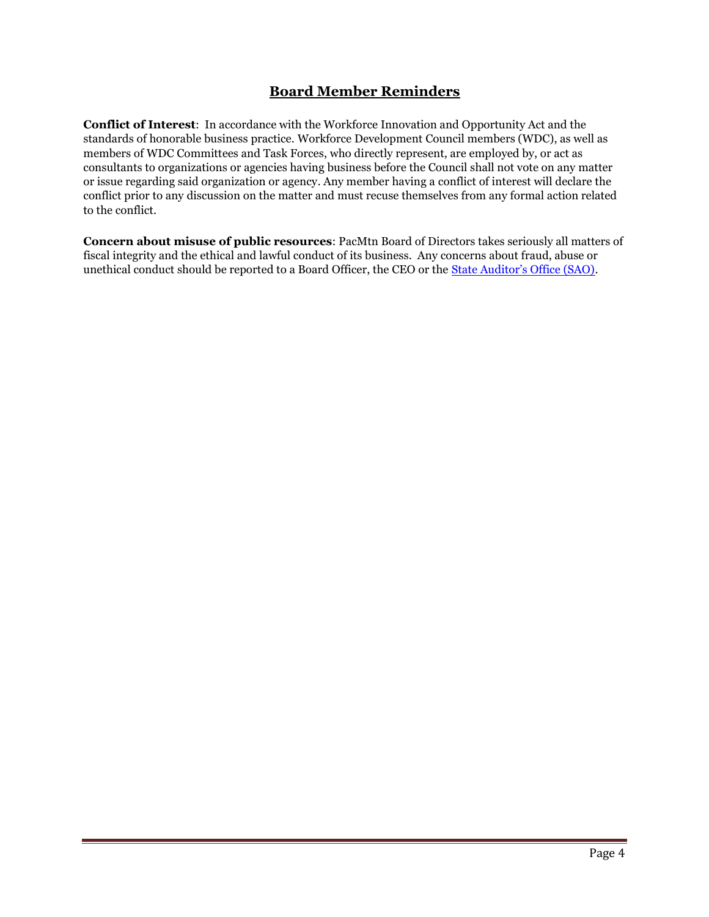## Board Member Reminders

**Conflict of Interest**: In accordance with the Workforce Innovation and Opportunity Act and the standards of honorable business practice. Workforce Development Council members (WDC), as well as members of WDC Committees and Task Forces, who directly represent, are employed by, or act as consultants to organizations or agencies having business before the Council shall not vote on any matter or issue regarding said organization or agency. Any member having a conflict of interest will declare the conflict prior to any discussion on the matter and must recuse themselves from any formal action related to the conflict.

**Concern about misuse of public resources**: PacMtn Board of Directors takes seriously all matters of fiscal integrity and the ethical and lawful conduct of its business. Any concerns about fraud, abuse or unethical conduct should be reported to a Board Officer, the CEO or the State Auditor's Office (SAO).